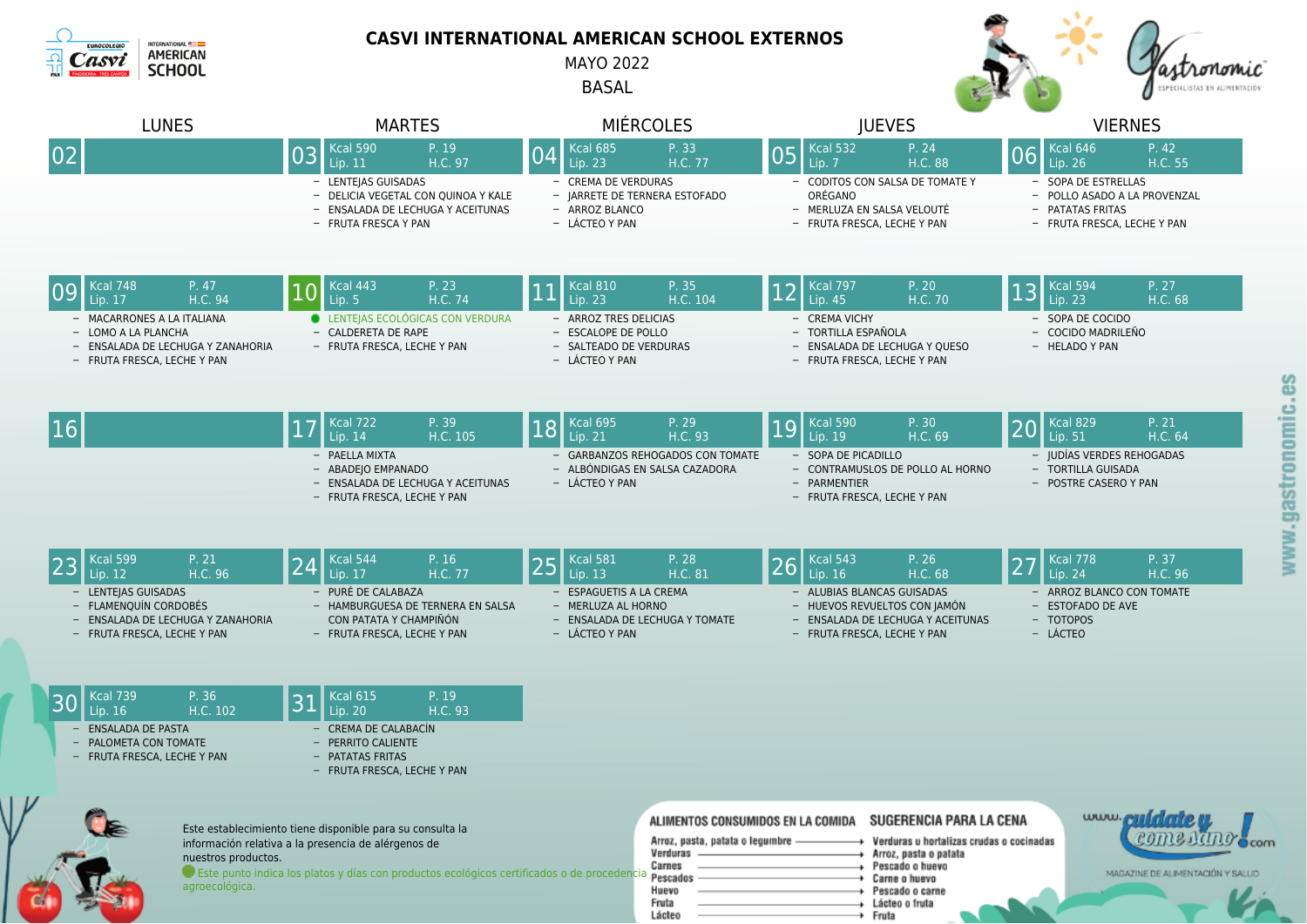# CASVI INTERNATIONAL AMERICAN SCHOOL EXTERNOS

MAYO 2022

BASAL

| LUNES | MARTES | MIÉRCOLES | JUEVES | VIERNES |
|---|---|---|---|---|
| **02** | **03** Kcal 590 P. 19 Lip. 11 H.C. 97<br>– LENTEJAS GUISADAS<br>– DELICIA VEGETAL CON QUINOA Y KALE<br>– ENSALADA DE LECHUGA Y ACEITUNAS<br>– FRUTA FRESCA Y PAN | **04** Kcal 685 P. 33 Lip. 23 H.C. 77<br>– CREMA DE VERDURAS<br>– JARRETE DE TERNERA ESTOFADO<br>– ARROZ BLANCO<br>– LÁCTEO Y PAN | **05** Kcal 532 P. 24 Lip. 7 H.C. 88<br>– CODITOS CON SALSA DE TOMATE Y ORÉGANO<br>– MERLUZA EN SALSA VELOUTÉ<br>– FRUTA FRESCA, LECHE Y PAN | **06** Kcal 646 P. 42 Lip. 26 H.C. 55<br>– SOPA DE ESTRELLAS<br>– POLLO ASADO A LA PROVENZAL<br>– PATATAS FRITAS<br>– FRUTA FRESCA, LECHE Y PAN |
| **09** Kcal 748 P. 47 Lip. 17 H.C. 94<br>– MACARRONES A LA ITALIANA<br>– LOMO A LA PLANCHA<br>– ENSALADA DE LECHUGA Y ZANAHORIA<br>– FRUTA FRESCA, LECHE Y PAN | **10** Kcal 443 P. 23 Lip. 5 H.C. 74<br>● LENTEJAS ECOLÓGICAS CON VERDURA<br>– CALDERETA DE RAPE<br>– FRUTA FRESCA, LECHE Y PAN | **11** Kcal 810 P. 35 Lip. 23 H.C. 104<br>– ARROZ TRES DELICIAS<br>– ESCALOPE DE POLLO<br>– SALTEADO DE VERDURAS<br>– LÁCTEO Y PAN | **12** Kcal 797 P. 20 Lip. 45 H.C. 70<br>– CREMA VICHY<br>– TORTILLA ESPAÑOLA<br>– ENSALADA DE LECHUGA Y QUESO<br>– FRUTA FRESCA, LECHE Y PAN | **13** Kcal 594 P. 27 Lip. 23 H.C. 68<br>– SOPA DE COCIDO<br>– COCIDO MADRILEÑO<br>– HELADO Y PAN |
| **16** | **17** Kcal 722 P. 39 Lip. 14 H.C. 105<br>– PAELLA MIXTA<br>– ABADEJO EMPANADO<br>– ENSALADA DE LECHUGA Y ACEITUNAS<br>– FRUTA FRESCA, LECHE Y PAN | **18** Kcal 695 P. 29 Lip. 21 H.C. 93<br>– GARBANZOS REHOGADOS CON TOMATE<br>– ALBÓNDIGAS EN SALSA CAZADORA<br>– LÁCTEO Y PAN | **19** Kcal 590 P. 30 Lip. 19 H.C. 69<br>– SOPA DE PICADILLO<br>– CONTRAMUSLOS DE POLLO AL HORNO<br>– PARMENTIER<br>– FRUTA FRESCA, LECHE Y PAN | **20** Kcal 829 P. 21 Lip. 51 H.C. 64<br>– JUDÍAS VERDES REHOGADAS<br>– TORTILLA GUISADA<br>– POSTRE CASERO Y PAN |
| **23** Kcal 599 P. 21 Lip. 12 H.C. 96<br>– LENTEJAS GUISADAS<br>– FLAMENQUÍN CORDOBÉS<br>– ENSALADA DE LECHUGA Y ZANAHORIA<br>– FRUTA FRESCA, LECHE Y PAN | **24** Kcal 544 P. 16 Lip. 17 H.C. 77<br>– PURÉ DE CALABAZA<br>– HAMBURGUESA DE TERNERA EN SALSA CON PATATA Y CHAMPIÑÓN<br>– FRUTA FRESCA, LECHE Y PAN | **25** Kcal 581 P. 28 Lip. 13 H.C. 81<br>– ESPAGUETIS A LA CREMA<br>– MERLUZA AL HORNO<br>– ENSALADA DE LECHUGA Y TOMATE<br>– LÁCTEO Y PAN | **26** Kcal 543 P. 26 Lip. 16 H.C. 68<br>– ALUBIAS BLANCAS GUISADAS<br>– HUEVOS REVUELTOS CON JAMÓN<br>– ENSALADA DE LECHUGA Y ACEITUNAS<br>– FRUTA FRESCA, LECHE Y PAN | **27** Kcal 778 P. 37 Lip. 24 H.C. 96<br>– ARROZ BLANCO CON TOMATE<br>– ESTOFADO DE AVE<br>– TOTOPOS<br>– LÁCTEO |
| **30** Kcal 739 P. 36 Lip. 16 H.C. 102<br>– ENSALADA DE PASTA<br>– PALOMETA CON TOMATE<br>– FRUTA FRESCA, LECHE Y PAN | **31** Kcal 615 P. 19 Lip. 20 H.C. 93<br>– CREMA DE CALABACÍN<br>– PERRITO CALIENTE<br>– PATATAS FRITAS<br>– FRUTA FRESCA, LECHE Y PAN | | | |

Este establecimiento tiene disponible para su consulta la información relativa a la presencia de alérgenos de nuestros productos.

● Este punto indica los platos y días con productos ecológicos certificados o de procedencia agroecológica.

| ALIMENTOS CONSUMIDOS EN LA COMIDA | SUGERENCIA PARA LA CENA |
|---|---|
| Arroz, pasta, patata o legumbre | Verduras u hortalizas crudas o cocinadas |
| Verduras | Arroz, pasta o patata |
| Carnes | Pescado o huevo |
| Pescados | Carne o huevo |
| Huevo | Pescado o carne |
| Fruta | Lácteo o fruta |
| Lácteo | Fruta |

www.cuidateycomesano.com — MAGAZINE DE ALIMENTACIÓN Y SALUD

www.gastronomic.es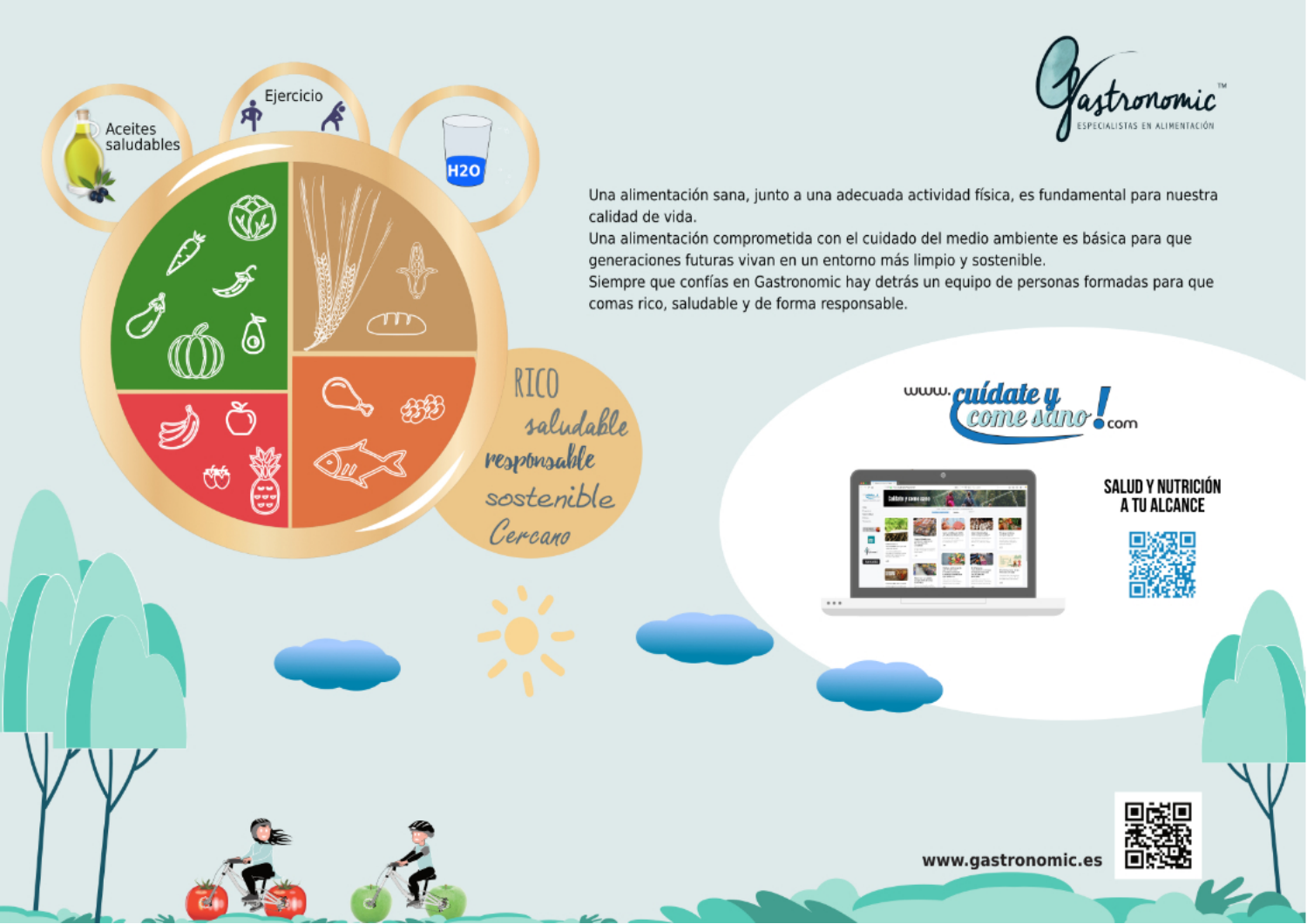Aceites saludables

Ejercicio

H2O

RICO

saludable

responsable

sostenible

Cercano

Gastronomic™

ESPECIALISTAS EN ALIMENTACIÓN

Una alimentación sana, junto a una adecuada actividad física, es fundamental para nuestra calidad de vida.
Una alimentación comprometida con el cuidado del medio ambiente es básica para que generaciones futuras vivan en un entorno más limpio y sostenible.
Siempre que confías en Gastronomic hay detrás un equipo de personas formadas para que comas rico, saludable y de forma responsable.

www.cuídate y come sano!.com

SALUD Y NUTRICIÓN A TU ALCANCE

www.gastronomic.es